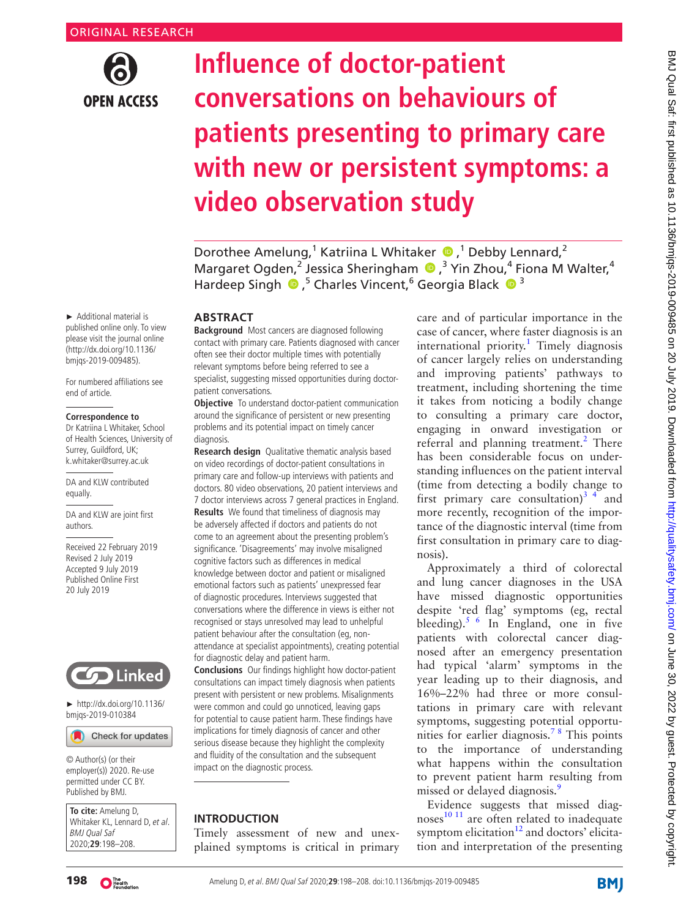ORIGINAL RESEARCH

# Influence of doctor-patient conversations on behaviours of patients presenting to primary care with new or persistent symptoms: a video observation study

Dorothee Amelung,[1] Katriina L Whitaker,[1] Debby Lennard,[2] Margaret Ogden,[2] Jessica Sheringham,[3] Yin Zhou,[4] Fiona M Walter,[4] Hardeep Singh,[5] Charles Vincent,[6] Georgia Black[3]

► Additional material is published online only. To view please visit the journal online (http://dx.doi.org/10.1136/bmjqs-2019-009485).

For numbered affiliations see end of article.

**Correspondence to**
Dr Katriina L Whitaker, School of Health Sciences, University of Surrey, Guildford, UK; k.whitaker@surrey.ac.uk

DA and KLW contributed equally.

DA and KLW are joint first authors.

Received 22 February 2019
Revised 2 July 2019
Accepted 9 July 2019
Published Online First 20 July 2019

► http://dx.doi.org/10.1136/bmjqs-2019-010384

© Author(s) (or their employer(s)) 2020. Re-use permitted under CC BY. Published by BMJ.

**To cite:** Amelung D, Whitaker KL, Lennard D, *et al*. *BMJ Qual Saf* 2020;**29**:198–208.

## ABSTRACT

**Background** Most cancers are diagnosed following contact with primary care. Patients diagnosed with cancer often see their doctor multiple times with potentially relevant symptoms before being referred to see a specialist, suggesting missed opportunities during doctor-patient conversations.

**Objective** To understand doctor-patient communication around the significance of persistent or new presenting problems and its potential impact on timely cancer diagnosis.

**Research design** Qualitative thematic analysis based on video recordings of doctor-patient consultations in primary care and follow-up interviews with patients and doctors. 80 video observations, 20 patient interviews and 7 doctor interviews across 7 general practices in England.

**Results** We found that timeliness of diagnosis may be adversely affected if doctors and patients do not come to an agreement about the presenting problem's significance. 'Disagreements' may involve misaligned cognitive factors such as differences in medical knowledge between doctor and patient or misaligned emotional factors such as patients' unexpressed fear of diagnostic procedures. Interviews suggested that conversations where the difference in views is either not recognised or stays unresolved may lead to unhelpful patient behaviour after the consultation (eg, non-attendance at specialist appointments), creating potential for diagnostic delay and patient harm.

**Conclusions** Our findings highlight how doctor-patient consultations can impact timely diagnosis when patients present with persistent or new problems. Misalignments were common and could go unnoticed, leaving gaps for potential to cause patient harm. These findings have implications for timely diagnosis of cancer and other serious disease because they highlight the complexity and fluidity of the consultation and the subsequent impact on the diagnostic process.

## INTRODUCTION

Timely assessment of new and unexplained symptoms is critical in primary care and of particular importance in the case of cancer, where faster diagnosis is an international priority.[1] Timely diagnosis of cancer largely relies on understanding and improving patients' pathways to treatment, including shortening the time it takes from noticing a bodily change to consulting a primary care doctor, engaging in onward investigation or referral and planning treatment.[2] There has been considerable focus on understanding influences on the patient interval (time from detecting a bodily change to first primary care consultation)[3,4] and more recently, recognition of the importance of the diagnostic interval (time from first consultation in primary care to diagnosis).

Approximately a third of colorectal and lung cancer diagnoses in the USA have missed diagnostic opportunities despite 'red flag' symptoms (eg, rectal bleeding).[5,6] In England, one in five patients with colorectal cancer diagnosed after an emergency presentation had typical 'alarm' symptoms in the year leading up to their diagnosis, and 16%–22% had three or more consultations in primary care with relevant symptoms, suggesting potential opportunities for earlier diagnosis.[7,8] This points to the importance of understanding what happens within the consultation to prevent patient harm resulting from missed or delayed diagnosis.[9]

Evidence suggests that missed diagnoses[10,11] are often related to inadequate symptom elicitation[12] and doctors' elicitation and interpretation of the presenting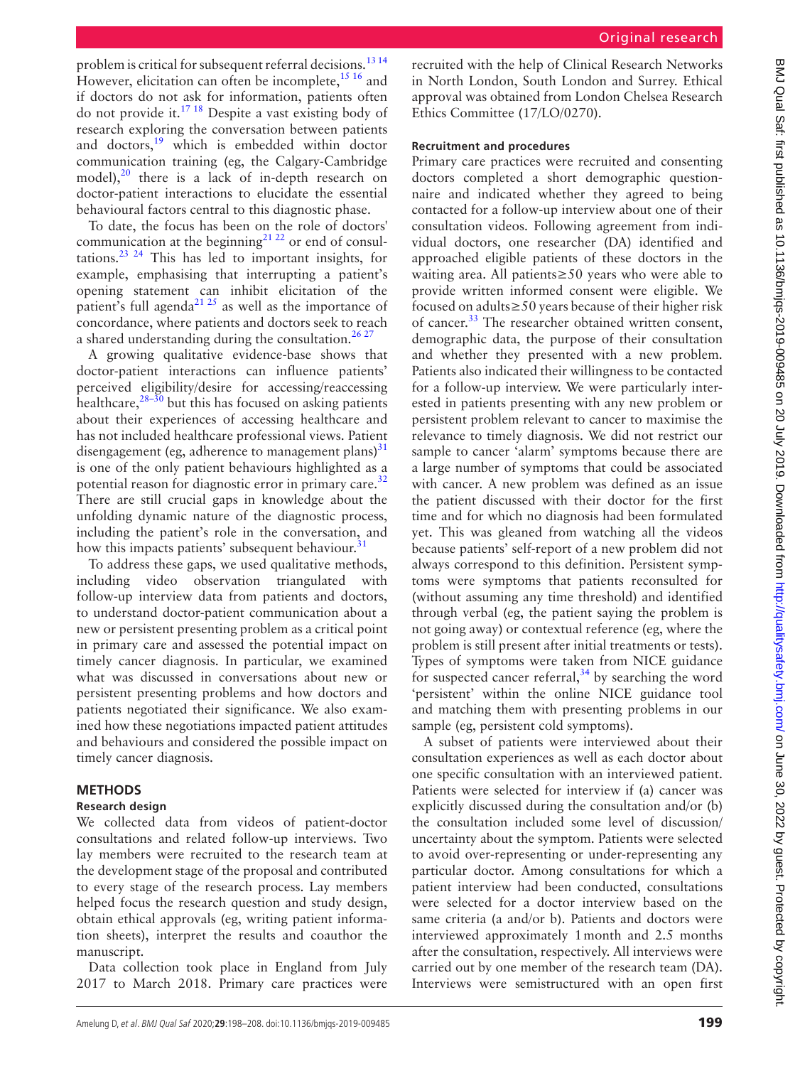problem is critical for subsequent referral decisions.[13,14] However, elicitation can often be incomplete,[15,16] and if doctors do not ask for information, patients often do not provide it.[17,18] Despite a vast existing body of research exploring the conversation between patients and doctors,[19] which is embedded within doctor communication training (eg, the Calgary-Cambridge model),[20] there is a lack of in-depth research on doctor-patient interactions to elucidate the essential behavioural factors central to this diagnostic phase.

To date, the focus has been on the role of doctors' communication at the beginning[21,22] or end of consultations.[23,24] This has led to important insights, for example, emphasising that interrupting a patient's opening statement can inhibit elicitation of the patient's full agenda[21,25] as well as the importance of concordance, where patients and doctors seek to reach a shared understanding during the consultation.[26,27]

A growing qualitative evidence-base shows that doctor-patient interactions can influence patients' perceived eligibility/desire for accessing/reaccessing healthcare,[28–30] but this has focused on asking patients about their experiences of accessing healthcare and has not included healthcare professional views. Patient disengagement (eg, adherence to management plans)[31] is one of the only patient behaviours highlighted as a potential reason for diagnostic error in primary care.[32] There are still crucial gaps in knowledge about the unfolding dynamic nature of the diagnostic process, including the patient's role in the conversation, and how this impacts patients' subsequent behaviour.[31]

To address these gaps, we used qualitative methods, including video observation triangulated with follow-up interview data from patients and doctors, to understand doctor-patient communication about a new or persistent presenting problem as a critical point in primary care and assessed the potential impact on timely cancer diagnosis. In particular, we examined what was discussed in conversations about new or persistent presenting problems and how doctors and patients negotiated their significance. We also examined how these negotiations impacted patient attitudes and behaviours and considered the possible impact on timely cancer diagnosis.

## METHODS

### Research design

We collected data from videos of patient-doctor consultations and related follow-up interviews. Two lay members were recruited to the research team at the development stage of the proposal and contributed to every stage of the research process. Lay members helped focus the research question and study design, obtain ethical approvals (eg, writing patient information sheets), interpret the results and coauthor the manuscript.

Data collection took place in England from July 2017 to March 2018. Primary care practices were recruited with the help of Clinical Research Networks in North London, South London and Surrey. Ethical approval was obtained from London Chelsea Research Ethics Committee (17/LO/0270).

### Recruitment and procedures

Primary care practices were recruited and consenting doctors completed a short demographic questionnaire and indicated whether they agreed to being contacted for a follow-up interview about one of their consultation videos. Following agreement from individual doctors, one researcher (DA) identified and approached eligible patients of these doctors in the waiting area. All patients≥50 years who were able to provide written informed consent were eligible. We focused on adults≥50 years because of their higher risk of cancer.[33] The researcher obtained written consent, demographic data, the purpose of their consultation and whether they presented with a new problem. Patients also indicated their willingness to be contacted for a follow-up interview. We were particularly interested in patients presenting with any new problem or persistent problem relevant to cancer to maximise the relevance to timely diagnosis. We did not restrict our sample to cancer 'alarm' symptoms because there are a large number of symptoms that could be associated with cancer. A new problem was defined as an issue the patient discussed with their doctor for the first time and for which no diagnosis had been formulated yet. This was gleaned from watching all the videos because patients' self-report of a new problem did not always correspond to this definition. Persistent symptoms were symptoms that patients reconsulted for (without assuming any time threshold) and identified through verbal (eg, the patient saying the problem is not going away) or contextual reference (eg, where the problem is still present after initial treatments or tests). Types of symptoms were taken from NICE guidance for suspected cancer referral,[34] by searching the word 'persistent' within the online NICE guidance tool and matching them with presenting problems in our sample (eg, persistent cold symptoms).

A subset of patients were interviewed about their consultation experiences as well as each doctor about one specific consultation with an interviewed patient. Patients were selected for interview if (a) cancer was explicitly discussed during the consultation and/or (b) the consultation included some level of discussion/uncertainty about the symptom. Patients were selected to avoid over-representing or under-representing any particular doctor. Among consultations for which a patient interview had been conducted, consultations were selected for a doctor interview based on the same criteria (a and/or b). Patients and doctors were interviewed approximately 1 month and 2.5 months after the consultation, respectively. All interviews were carried out by one member of the research team (DA). Interviews were semistructured with an open first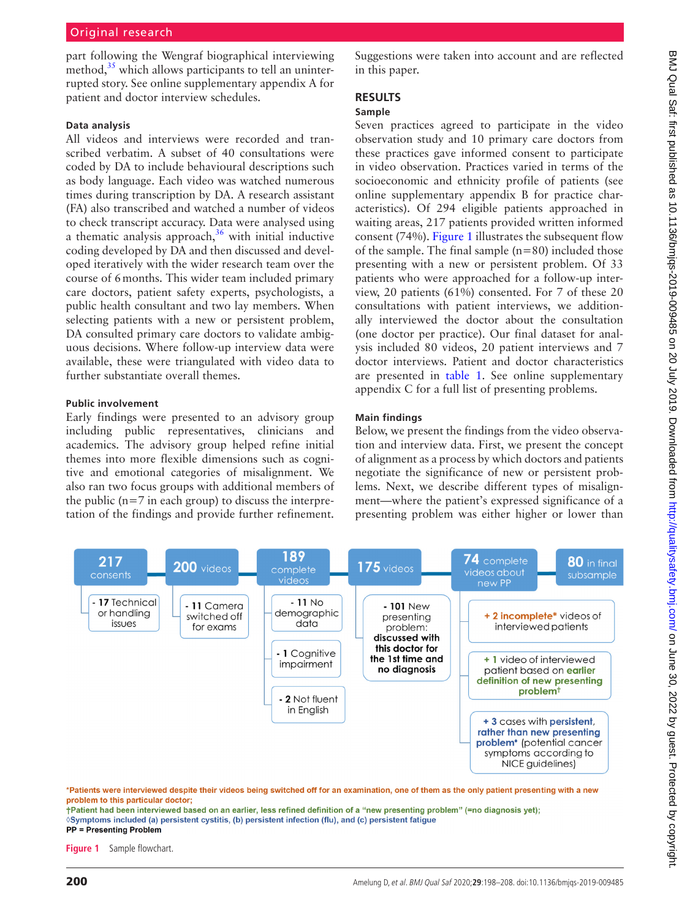part following the Wengraf biographical interviewing method,[35] which allows participants to tell an uninterrupted story. See online supplementary appendix A for patient and doctor interview schedules.

### Data analysis

All videos and interviews were recorded and transcribed verbatim. A subset of 40 consultations were coded by DA to include behavioural descriptions such as body language. Each video was watched numerous times during transcription by DA. A research assistant (FA) also transcribed and watched a number of videos to check transcript accuracy. Data were analysed using a thematic analysis approach,[36] with initial inductive coding developed by DA and then discussed and developed iteratively with the wider research team over the course of 6 months. This wider team included primary care doctors, patient safety experts, psychologists, a public health consultant and two lay members. When selecting patients with a new or persistent problem, DA consulted primary care doctors to validate ambiguous decisions. Where follow-up interview data were available, these were triangulated with video data to further substantiate overall themes.

### Public involvement

Early findings were presented to an advisory group including public representatives, clinicians and academics. The advisory group helped refine initial themes into more flexible dimensions such as cognitive and emotional categories of misalignment. We also ran two focus groups with additional members of the public (n=7 in each group) to discuss the interpretation of the findings and provide further refinement. Suggestions were taken into account and are reflected in this paper.

## RESULTS

### Sample

Seven practices agreed to participate in the video observation study and 10 primary care doctors from these practices gave informed consent to participate in video observation. Practices varied in terms of the socioeconomic and ethnicity profile of patients (see online supplementary appendix B for practice characteristics). Of 294 eligible patients approached in waiting areas, 217 patients provided written informed consent (74%). Figure 1 illustrates the subsequent flow of the sample. The final sample (n=80) included those presenting with a new or persistent problem. Of 33 patients who were approached for a follow-up interview, 20 patients (61%) consented. For 7 of these 20 consultations with patient interviews, we additionally interviewed the doctor about the consultation (one doctor per practice). Our final dataset for analysis included 80 videos, 20 patient interviews and 7 doctor interviews. Patient and doctor characteristics are presented in table 1. See online supplementary appendix C for a full list of presenting problems.

### Main findings

Below, we present the findings from the video observation and interview data. First, we present the concept of alignment as a process by which doctors and patients negotiate the significance of new or persistent problems. Next, we describe different types of misalignment—where the patient's expressed significance of a presenting problem was either higher or lower than

217 consents → 200 videos → 189 complete videos → 175 videos → 74 complete videos about new PP → 80 in final subsample

- 217 consents: - 17 Technical or handling issues
- 200 videos: - 11 Camera switched off for exams
- 189 complete videos: - 11 No demographic data; - 1 Cognitive impairment; - 2 Not fluent in English
- 175 videos: - 101 New presenting problem: discussed with this doctor for the 1st time and no diagnosis
- 74 complete videos about new PP: + 2 incomplete* videos of interviewed patients; + 1 video of interviewed patient based on earlier definition of new presenting problem†; + 3 cases with persistent, rather than new presenting problem◊ (potential cancer symptoms according to NICE guidelines)

*Patients were interviewed despite their videos being switched off for an examination, one of them as the only patient presenting with a new problem to this particular doctor;
†Patient had been interviewed based on an earlier, less refined definition of a "new presenting problem" (=no diagnosis yet);
◊Symptoms included (a) persistent cystitis, (b) persistent infection (flu), and (c) persistent fatigue
PP = Presenting Problem

Figure 1 Sample flowchart.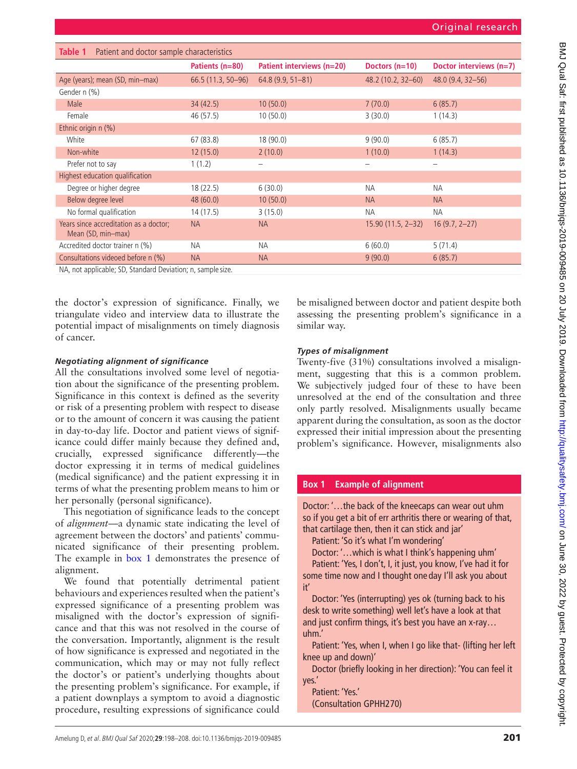**Table 1** Patient and doctor sample characteristics

| | Patients (n=80) | Patient interviews (n=20) | Doctors (n=10) | Doctor interviews (n=7) |
|---|---|---|---|---|
| Age (years); mean (SD, min–max) | 66.5 (11.3, 50–96) | 64.8 (9.9, 51–81) | 48.2 (10.2, 32–60) | 48.0 (9.4, 32–56) |
| Gender n (%) | | | | |
| Male | 34 (42.5) | 10 (50.0) | 7 (70.0) | 6 (85.7) |
| Female | 46 (57.5) | 10 (50.0) | 3 (30.0) | 1 (14.3) |
| Ethnic origin n (%) | | | | |
| White | 67 (83.8) | 18 (90.0) | 9 (90.0) | 6 (85.7) |
| Non-white | 12 (15.0) | 2 (10.0) | 1 (10.0) | 1 (14.3) |
| Prefer not to say | 1 (1.2) | – | – | – |
| Highest education qualification | | | | |
| Degree or higher degree | 18 (22.5) | 6 (30.0) | NA | NA |
| Below degree level | 48 (60.0) | 10 (50.0) | NA | NA |
| No formal qualification | 14 (17.5) | 3 (15.0) | NA | NA |
| Years since accreditation as a doctor; Mean (SD, min–max) | NA | NA | 15.90 (11.5, 2–32) | 16 (9.7, 2–27) |
| Accredited doctor trainer n (%) | NA | NA | 6 (60.0) | 5 (71.4) |
| Consultations videoed before n (%) | NA | NA | 9 (90.0) | 6 (85.7) |

NA, not applicable; SD, Standard Deviation; n, sample size.

the doctor's expression of significance. Finally, we triangulate video and interview data to illustrate the potential impact of misalignments on timely diagnosis of cancer.

### *Negotiating alignment of significance*

All the consultations involved some level of negotiation about the significance of the presenting problem. Significance in this context is defined as the severity or risk of a presenting problem with respect to disease or to the amount of concern it was causing the patient in day-to-day life. Doctor and patient views of significance could differ mainly because they defined and, crucially, expressed significance differently—the doctor expressing it in terms of medical guidelines (medical significance) and the patient expressing it in terms of what the presenting problem means to him or her personally (personal significance).

This negotiation of significance leads to the concept of *alignment*—a dynamic state indicating the level of agreement between the doctors' and patients' communicated significance of their presenting problem. The example in box 1 demonstrates the presence of alignment.

We found that potentially detrimental patient behaviours and experiences resulted when the patient's expressed significance of a presenting problem was misaligned with the doctor's expression of significance and that this was not resolved in the course of the conversation. Importantly, alignment is the result of how significance is expressed and negotiated in the communication, which may or may not fully reflect the doctor's or patient's underlying thoughts about the presenting problem's significance. For example, if a patient downplays a symptom to avoid a diagnostic procedure, resulting expressions of significance could be misaligned between doctor and patient despite both assessing the presenting problem's significance in a similar way.

### *Types of misalignment*

Twenty-five (31%) consultations involved a misalignment, suggesting that this is a common problem. We subjectively judged four of these to have been unresolved at the end of the consultation and three only partly resolved. Misalignments usually became apparent during the consultation, as soon as the doctor expressed their initial impression about the presenting problem's significance. However, misalignments also

**Box 1 Example of alignment**

Doctor: '…the back of the kneecaps can wear out uhm so if you get a bit of err arthritis there or wearing of that, that cartilage then, then it can stick and jar'

Patient: 'So it's what I'm wondering'

Doctor: '…which is what I think's happening uhm'

Patient: 'Yes, I don't, I, it just, you know, I've had it for some time now and I thought one day I'll ask you about it'

Doctor: 'Yes (interrupting) yes ok (turning back to his desk to write something) well let's have a look at that and just confirm things, it's best you have an x-ray… uhm.'

Patient: 'Yes, when I, when I go like that- (lifting her left knee up and down)'

Doctor (briefly looking in her direction): 'You can feel it yes.'

Patient: 'Yes.'

(Consultation GPHH270)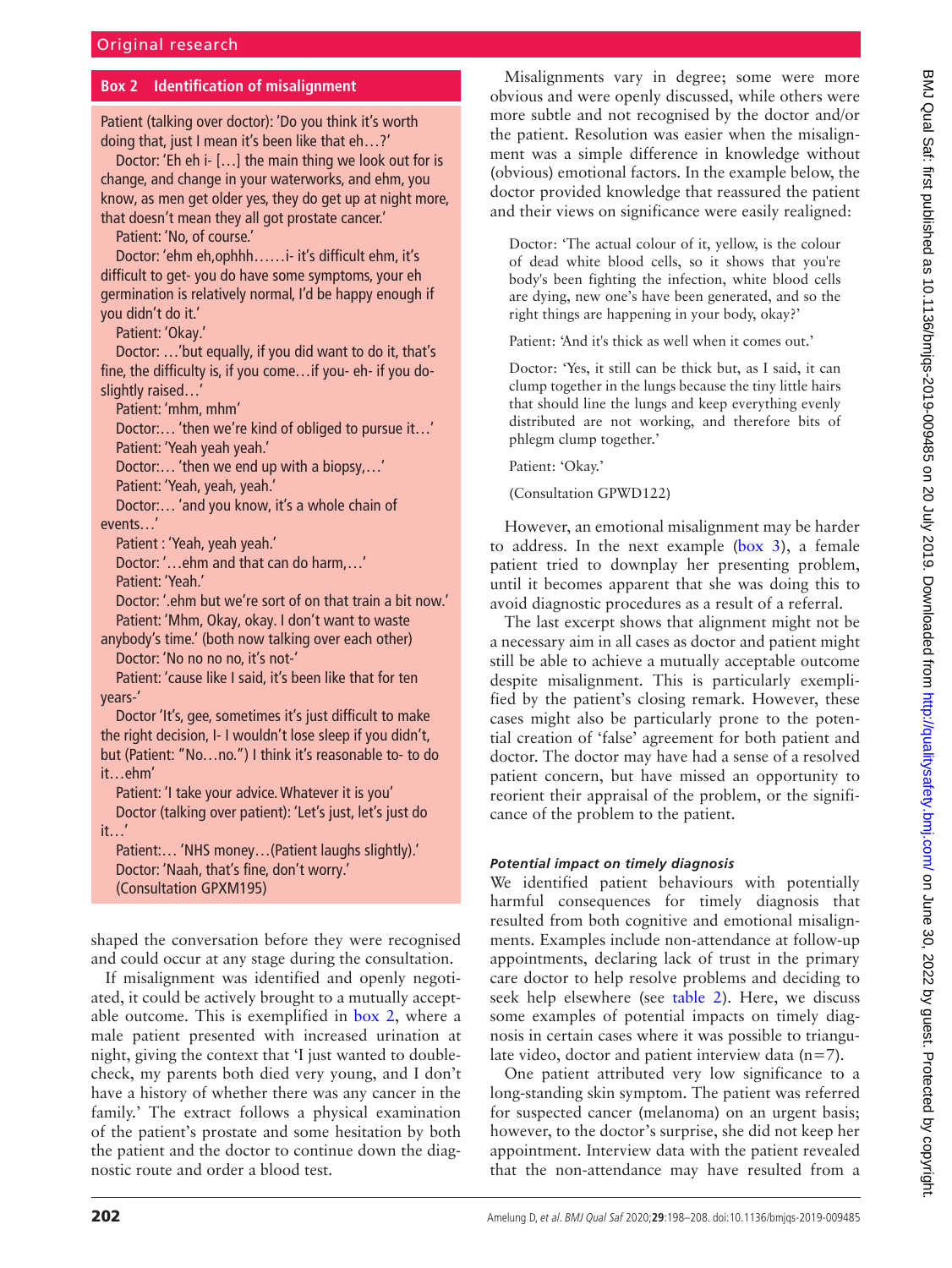## Box 2 Identification of misalignment

Patient (talking over doctor): 'Do you think it's worth doing that, just I mean it's been like that eh…?'

Doctor: 'Eh eh i- […] the main thing we look out for is change, and change in your waterworks, and ehm, you know, as men get older yes, they do get up at night more, that doesn't mean they all got prostate cancer.'

Patient: 'No, of course.'

Doctor: 'ehm eh,ophhh……i- it's difficult ehm, it's difficult to get- you do have some symptoms, your eh germination is relatively normal, I'd be happy enough if you didn't do it.'

Patient: 'Okay.'

Doctor: …'but equally, if you did want to do it, that's fine, the difficulty is, if you come…if you- eh- if you do- slightly raised…'

Patient: 'mhm, mhm'

Doctor:… 'then we're kind of obliged to pursue it…'

Patient: 'Yeah yeah yeah.'

Doctor:… 'then we end up with a biopsy,…'

Patient: 'Yeah, yeah, yeah.'

Doctor:… 'and you know, it's a whole chain of events…'

Patient : 'Yeah, yeah yeah.'

Doctor: '…ehm and that can do harm,…'

Patient: 'Yeah.'

Doctor: '.ehm but we're sort of on that train a bit now.'

Patient: 'Mhm, Okay, okay. I don't want to waste anybody's time.' (both now talking over each other)

Doctor: 'No no no no, it's not-'

Patient: 'cause like I said, it's been like that for ten years-'

Doctor 'It's, gee, sometimes it's just difficult to make the right decision, I- I wouldn't lose sleep if you didn't, but (Patient: "No…no.") I think it's reasonable to- to do it…ehm'

Patient: 'I take your advice. Whatever it is you'

Doctor (talking over patient): 'Let's just, let's just do it…'

Patient:… 'NHS money…(Patient laughs slightly).'

Doctor: 'Naah, that's fine, don't worry.'

(Consultation GPXM195)

shaped the conversation before they were recognised and could occur at any stage during the consultation.

If misalignment was identified and openly negotiated, it could be actively brought to a mutually acceptable outcome. This is exemplified in box 2, where a male patient presented with increased urination at night, giving the context that 'I just wanted to double-check, my parents both died very young, and I don't have a history of whether there was any cancer in the family.' The extract follows a physical examination of the patient's prostate and some hesitation by both the patient and the doctor to continue down the diagnostic route and order a blood test.

Misalignments vary in degree; some were more obvious and were openly discussed, while others were more subtle and not recognised by the doctor and/or the patient. Resolution was easier when the misalignment was a simple difference in knowledge without (obvious) emotional factors. In the example below, the doctor provided knowledge that reassured the patient and their views on significance were easily realigned:

> Doctor: 'The actual colour of it, yellow, is the colour of dead white blood cells, so it shows that you're body's been fighting the infection, white blood cells are dying, new one's have been generated, and so the right things are happening in your body, okay?'
>
> Patient: 'And it's thick as well when it comes out.'
>
> Doctor: 'Yes, it still can be thick but, as I said, it can clump together in the lungs because the tiny little hairs that should line the lungs and keep everything evenly distributed are not working, and therefore bits of phlegm clump together.'
>
> Patient: 'Okay.'
>
> (Consultation GPWD122)

However, an emotional misalignment may be harder to address. In the next example (box 3), a female patient tried to downplay her presenting problem, until it becomes apparent that she was doing this to avoid diagnostic procedures as a result of a referral.

The last excerpt shows that alignment might not be a necessary aim in all cases as doctor and patient might still be able to achieve a mutually acceptable outcome despite misalignment. This is particularly exemplified by the patient's closing remark. However, these cases might also be particularly prone to the potential creation of 'false' agreement for both patient and doctor. The doctor may have had a sense of a resolved patient concern, but have missed an opportunity to reorient their appraisal of the problem, or the significance of the problem to the patient.

### *Potential impact on timely diagnosis*

We identified patient behaviours with potentially harmful consequences for timely diagnosis that resulted from both cognitive and emotional misalignments. Examples include non-attendance at follow-up appointments, declaring lack of trust in the primary care doctor to help resolve problems and deciding to seek help elsewhere (see table 2). Here, we discuss some examples of potential impacts on timely diagnosis in certain cases where it was possible to triangulate video, doctor and patient interview data (n=7).

One patient attributed very low significance to a long-standing skin symptom. The patient was referred for suspected cancer (melanoma) on an urgent basis; however, to the doctor's surprise, she did not keep her appointment. Interview data with the patient revealed that the non-attendance may have resulted from a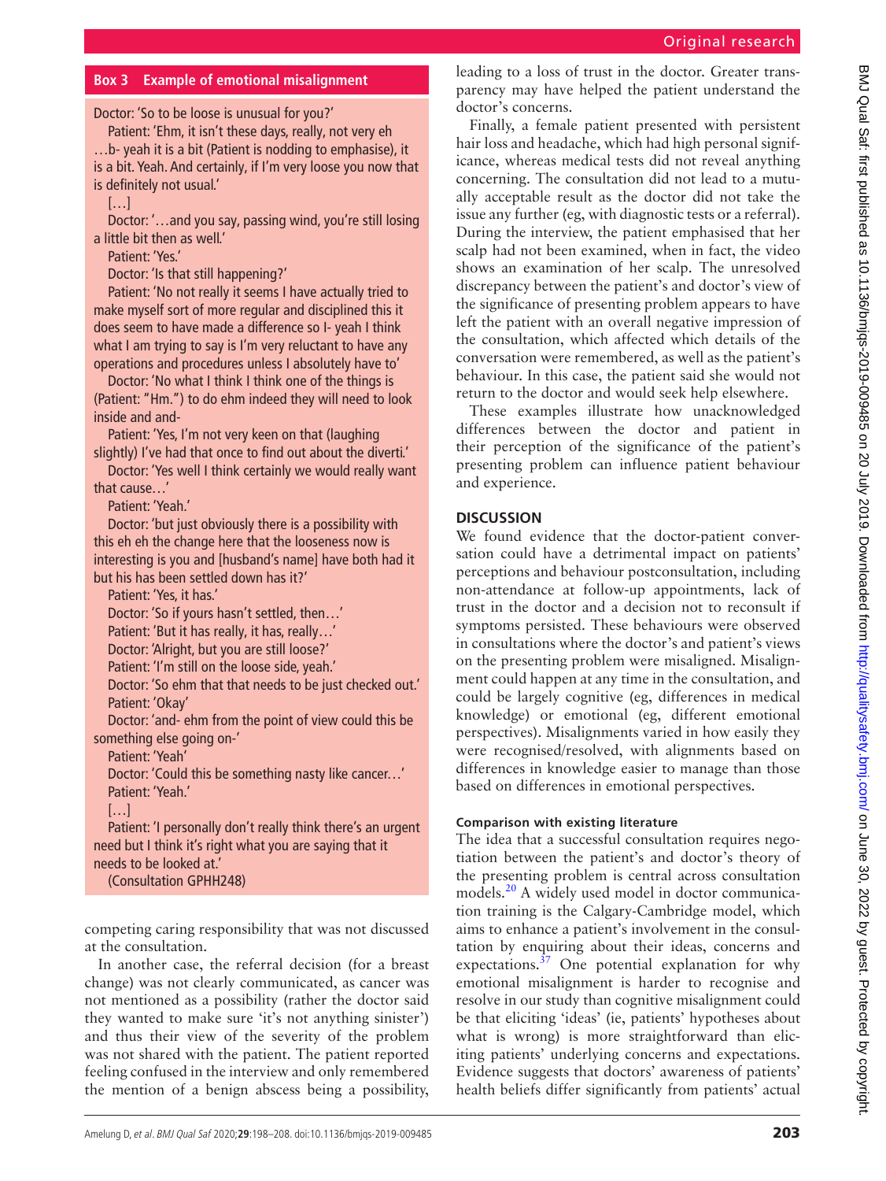**Box 3 Example of emotional misalignment**

Doctor: 'So to be loose is unusual for you?'

Patient: 'Ehm, it isn't these days, really, not very eh …b- yeah it is a bit (Patient is nodding to emphasise), it is a bit. Yeah. And certainly, if I'm very loose you now that is definitely not usual.'

[…]

Doctor: '…and you say, passing wind, you're still losing a little bit then as well.'

Patient: 'Yes.'

Doctor: 'Is that still happening?'

Patient: 'No not really it seems I have actually tried to make myself sort of more regular and disciplined this it does seem to have made a difference so I- yeah I think what I am trying to say is I'm very reluctant to have any operations and procedures unless I absolutely have to'

Doctor: 'No what I think I think one of the things is (Patient: "Hm.") to do ehm indeed they will need to look inside and and-

Patient: 'Yes, I'm not very keen on that (laughing slightly) I've had that once to find out about the diverti.'

Doctor: 'Yes well I think certainly we would really want that cause…'

Patient: 'Yeah.'

Doctor: 'but just obviously there is a possibility with this eh eh the change here that the looseness now is interesting is you and [husband's name] have both had it but his has been settled down has it?'

Patient: 'Yes, it has.'

Doctor: 'So if yours hasn't settled, then…'

Patient: 'But it has really, it has, really…'

Doctor: 'Alright, but you are still loose?'

Patient: 'I'm still on the loose side, yeah.'

Doctor: 'So ehm that that needs to be just checked out.'

Patient: 'Okay'

Doctor: 'and- ehm from the point of view could this be something else going on-'

Patient: 'Yeah'

Doctor: 'Could this be something nasty like cancer…'

Patient: 'Yeah.'

[…]

Patient: 'I personally don't really think there's an urgent need but I think it's right what you are saying that it needs to be looked at.'

(Consultation GPHH248)

competing caring responsibility that was not discussed at the consultation.

In another case, the referral decision (for a breast change) was not clearly communicated, as cancer was not mentioned as a possibility (rather the doctor said they wanted to make sure 'it's not anything sinister') and thus their view of the severity of the problem was not shared with the patient. The patient reported feeling confused in the interview and only remembered the mention of a benign abscess being a possibility, leading to a loss of trust in the doctor. Greater transparency may have helped the patient understand the doctor's concerns.

Finally, a female patient presented with persistent hair loss and headache, which had high personal significance, whereas medical tests did not reveal anything concerning. The consultation did not lead to a mutually acceptable result as the doctor did not take the issue any further (eg, with diagnostic tests or a referral). During the interview, the patient emphasised that her scalp had not been examined, when in fact, the video shows an examination of her scalp. The unresolved discrepancy between the patient's and doctor's view of the significance of presenting problem appears to have left the patient with an overall negative impression of the consultation, which affected which details of the conversation were remembered, as well as the patient's behaviour. In this case, the patient said she would not return to the doctor and would seek help elsewhere.

These examples illustrate how unacknowledged differences between the doctor and patient in their perception of the significance of the patient's presenting problem can influence patient behaviour and experience.

## DISCUSSION

We found evidence that the doctor-patient conversation could have a detrimental impact on patients' perceptions and behaviour postconsultation, including non-attendance at follow-up appointments, lack of trust in the doctor and a decision not to reconsult if symptoms persisted. These behaviours were observed in consultations where the doctor's and patient's views on the presenting problem were misaligned. Misalignment could happen at any time in the consultation, and could be largely cognitive (eg, differences in medical knowledge) or emotional (eg, different emotional perspectives). Misalignments varied in how easily they were recognised/resolved, with alignments based on differences in knowledge easier to manage than those based on differences in emotional perspectives.

### Comparison with existing literature

The idea that a successful consultation requires negotiation between the patient's and doctor's theory of the presenting problem is central across consultation models.[20] A widely used model in doctor communication training is the Calgary-Cambridge model, which aims to enhance a patient's involvement in the consultation by enquiring about their ideas, concerns and expectations.[37] One potential explanation for why emotional misalignment is harder to recognise and resolve in our study than cognitive misalignment could be that eliciting 'ideas' (ie, patients' hypotheses about what is wrong) is more straightforward than eliciting patients' underlying concerns and expectations. Evidence suggests that doctors' awareness of patients' health beliefs differ significantly from patients' actual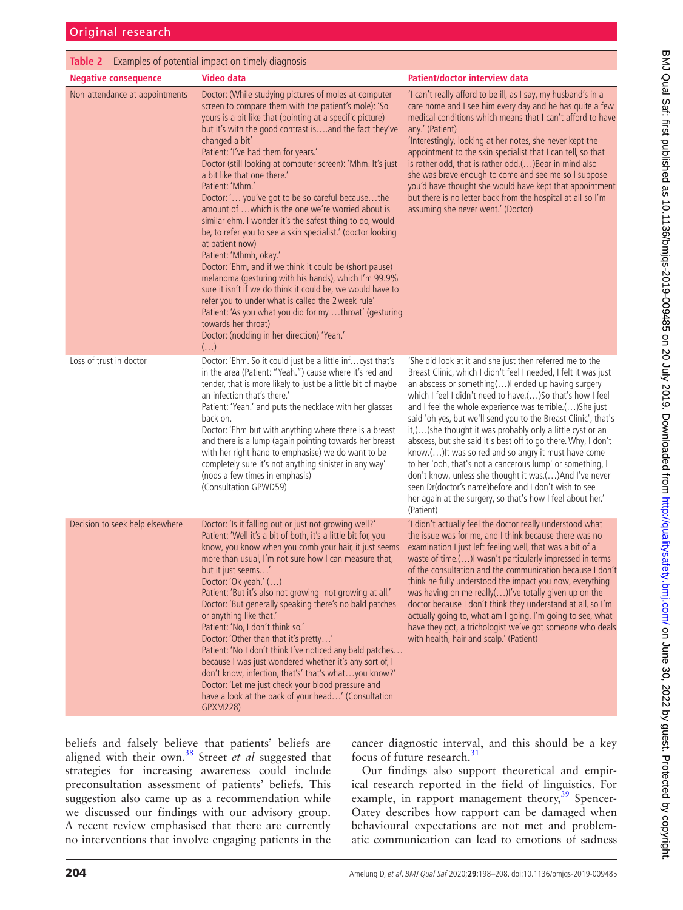**Table 2** Examples of potential impact on timely diagnosis

| Negative consequence | Video data | Patient/doctor interview data |
|---|---|---|
| Non-attendance at appointments | Doctor: (While studying pictures of moles at computer screen to compare them with the patient's mole): 'So yours is a bit like that (pointing at a specific picture) but it's with the good contrast is….and the fact they've changed a bit' Patient: 'I've had them for years.' Doctor (still looking at computer screen): 'Mhm. It's just a bit like that one there.' Patient: 'Mhm.' Doctor: '… you've got to be so careful because…the amount of …which is the one we're worried about is similar ehm. I wonder it's the safest thing to do, would be, to refer you to see a skin specialist.' (doctor looking at patient now) Patient: 'Mhmh, okay.' Doctor: 'Ehm, and if we think it could be (short pause) melanoma (gesturing with his hands), which I'm 99.9% sure it isn't if we do think it could be, we would have to refer you to under what is called the 2 week rule' Patient: 'As you what you did for my …throat' (gesturing towards her throat) Doctor: (nodding in her direction) 'Yeah.' (…) | 'I can't really afford to be ill, as I say, my husband's in a care home and I see him every day and he has quite a few medical conditions which means that I can't afford to have any.' (Patient) 'Interestingly, looking at her notes, she never kept the appointment to the skin specialist that I can tell, so that is rather odd, that is rather odd.(…)Bear in mind also she was brave enough to come and see me so I suppose you'd have thought she would have kept that appointment but there is no letter back from the hospital at all so I'm assuming she never went.' (Doctor) |
| Loss of trust in doctor | Doctor: 'Ehm. So it could just be a little inf…cyst that's in the area (Patient: "Yeah.") cause where it's red and tender, that is more likely to just be a little bit of maybe an infection that's there.' Patient: 'Yeah.' and puts the necklace with her glasses back on. Doctor: 'Ehm but with anything where there is a breast and there is a lump (again pointing towards her breast with her right hand to emphasise) we do want to be completely sure it's not anything sinister in any way' (nods a few times in emphasis) (Consultation GPWD59) | 'She did look at it and she just then referred me to the Breast Clinic, which I didn't feel I needed, I felt it was just an abscess or something(…)I ended up having surgery which I feel I didn't need to have.(…)So that's how I feel and I feel the whole experience was terrible.(…)She just said 'oh yes, but we'll send you to the Breast Clinic', that's it,(…)she thought it was probably only a little cyst or an abscess, but she said it's best off to go there. Why, I don't know.(…)It was so red and so angry it must have come to her 'ooh, that's not a cancerous lump' or something, I don't know, unless she thought it was.(…)And I've never seen Dr(doctor's name)before and I don't wish to see her again at the surgery, so that's how I feel about her.' (Patient) |
| Decision to seek help elsewhere | Doctor: 'Is it falling out or just not growing well?' Patient: 'Well it's a bit of both, it's a little bit for, you know, you know when you comb your hair, it just seems more than usual, I'm not sure how I can measure that, but it just seems…' Doctor: 'Ok yeah.' (…) Patient: 'But it's also not growing- not growing at all.' Doctor: 'But generally speaking there's no bald patches or anything like that.' Patient: 'No, I don't think so.' Doctor: 'Other than that it's pretty…' Patient: 'No I don't think I've noticed any bald patches… because I was just wondered whether it's any sort of, I don't know, infection, that's' that's what…you know?' Doctor: 'Let me just check your blood pressure and have a look at the back of your head…' (Consultation GPXM228) | 'I didn't actually feel the doctor really understood what the issue was for me, and I think because there was no examination I just left feeling well, that was a bit of a waste of time.(…)I wasn't particularly impressed in terms of the consultation and the communication because I don't think he fully understood the impact you now, everything was having on me really(…)I've totally given up on the doctor because I don't think they understand at all, so I'm actually going to, what am I going, I'm going to see, what have they got, a trichologist we've got someone who deals with health, hair and scalp.' (Patient) |

beliefs and falsely believe that patients' beliefs are aligned with their own.[38] Street *et al* suggested that strategies for increasing awareness could include preconsultation assessment of patients' beliefs. This suggestion also came up as a recommendation while we discussed our findings with our advisory group. A recent review emphasised that there are currently no interventions that involve engaging patients in the cancer diagnostic interval, and this should be a key focus of future research.[31]

Our findings also support theoretical and empirical research reported in the field of linguistics. For example, in rapport management theory,[39] Spencer-Oatey describes how rapport can be damaged when behavioural expectations are not met and problematic communication can lead to emotions of sadness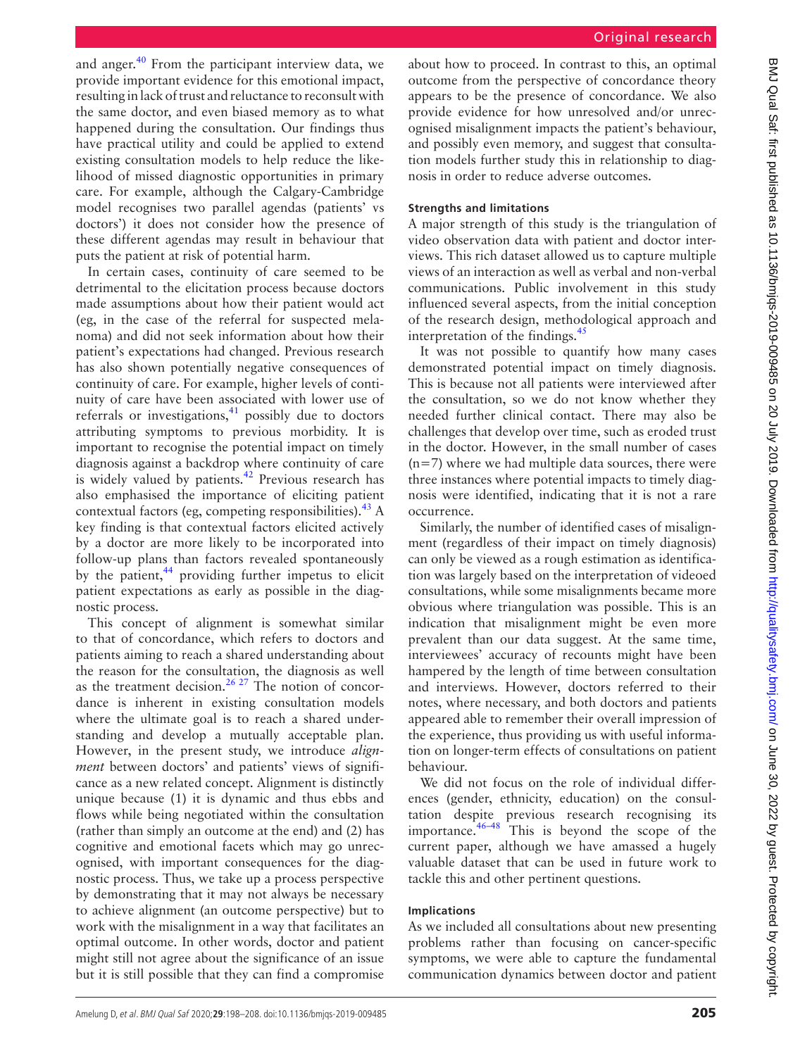and anger.[40] From the participant interview data, we provide important evidence for this emotional impact, resulting in lack of trust and reluctance to reconsult with the same doctor, and even biased memory as to what happened during the consultation. Our findings thus have practical utility and could be applied to extend existing consultation models to help reduce the likelihood of missed diagnostic opportunities in primary care. For example, although the Calgary-Cambridge model recognises two parallel agendas (patients' vs doctors') it does not consider how the presence of these different agendas may result in behaviour that puts the patient at risk of potential harm.

In certain cases, continuity of care seemed to be detrimental to the elicitation process because doctors made assumptions about how their patient would act (eg, in the case of the referral for suspected melanoma) and did not seek information about how their patient's expectations had changed. Previous research has also shown potentially negative consequences of continuity of care. For example, higher levels of continuity of care have been associated with lower use of referrals or investigations,[41] possibly due to doctors attributing symptoms to previous morbidity. It is important to recognise the potential impact on timely diagnosis against a backdrop where continuity of care is widely valued by patients.[42] Previous research has also emphasised the importance of eliciting patient contextual factors (eg, competing responsibilities).[43] A key finding is that contextual factors elicited actively by a doctor are more likely to be incorporated into follow-up plans than factors revealed spontaneously by the patient,[44] providing further impetus to elicit patient expectations as early as possible in the diagnostic process.

This concept of alignment is somewhat similar to that of concordance, which refers to doctors and patients aiming to reach a shared understanding about the reason for the consultation, the diagnosis as well as the treatment decision.[26 27] The notion of concordance is inherent in existing consultation models where the ultimate goal is to reach a shared understanding and develop a mutually acceptable plan. However, in the present study, we introduce *alignment* between doctors' and patients' views of significance as a new related concept. Alignment is distinctly unique because (1) it is dynamic and thus ebbs and flows while being negotiated within the consultation (rather than simply an outcome at the end) and (2) has cognitive and emotional facets which may go unrecognised, with important consequences for the diagnostic process. Thus, we take up a process perspective by demonstrating that it may not always be necessary to achieve alignment (an outcome perspective) but to work with the misalignment in a way that facilitates an optimal outcome. In other words, doctor and patient might still not agree about the significance of an issue but it is still possible that they can find a compromise about how to proceed. In contrast to this, an optimal outcome from the perspective of concordance theory appears to be the presence of concordance. We also provide evidence for how unresolved and/or unrecognised misalignment impacts the patient's behaviour, and possibly even memory, and suggest that consultation models further study this in relationship to diagnosis in order to reduce adverse outcomes.

#### Strengths and limitations

A major strength of this study is the triangulation of video observation data with patient and doctor interviews. This rich dataset allowed us to capture multiple views of an interaction as well as verbal and non-verbal communications. Public involvement in this study influenced several aspects, from the initial conception of the research design, methodological approach and interpretation of the findings.[45]

It was not possible to quantify how many cases demonstrated potential impact on timely diagnosis. This is because not all patients were interviewed after the consultation, so we do not know whether they needed further clinical contact. There may also be challenges that develop over time, such as eroded trust in the doctor. However, in the small number of cases (n=7) where we had multiple data sources, there were three instances where potential impacts to timely diagnosis were identified, indicating that it is not a rare occurrence.

Similarly, the number of identified cases of misalignment (regardless of their impact on timely diagnosis) can only be viewed as a rough estimation as identification was largely based on the interpretation of videoed consultations, while some misalignments became more obvious where triangulation was possible. This is an indication that misalignment might be even more prevalent than our data suggest. At the same time, interviewees' accuracy of recounts might have been hampered by the length of time between consultation and interviews. However, doctors referred to their notes, where necessary, and both doctors and patients appeared able to remember their overall impression of the experience, thus providing us with useful information on longer-term effects of consultations on patient behaviour.

We did not focus on the role of individual differences (gender, ethnicity, education) on the consultation despite previous research recognising its importance.[46–48] This is beyond the scope of the current paper, although we have amassed a hugely valuable dataset that can be used in future work to tackle this and other pertinent questions.

#### Implications

As we included all consultations about new presenting problems rather than focusing on cancer-specific symptoms, we were able to capture the fundamental communication dynamics between doctor and patient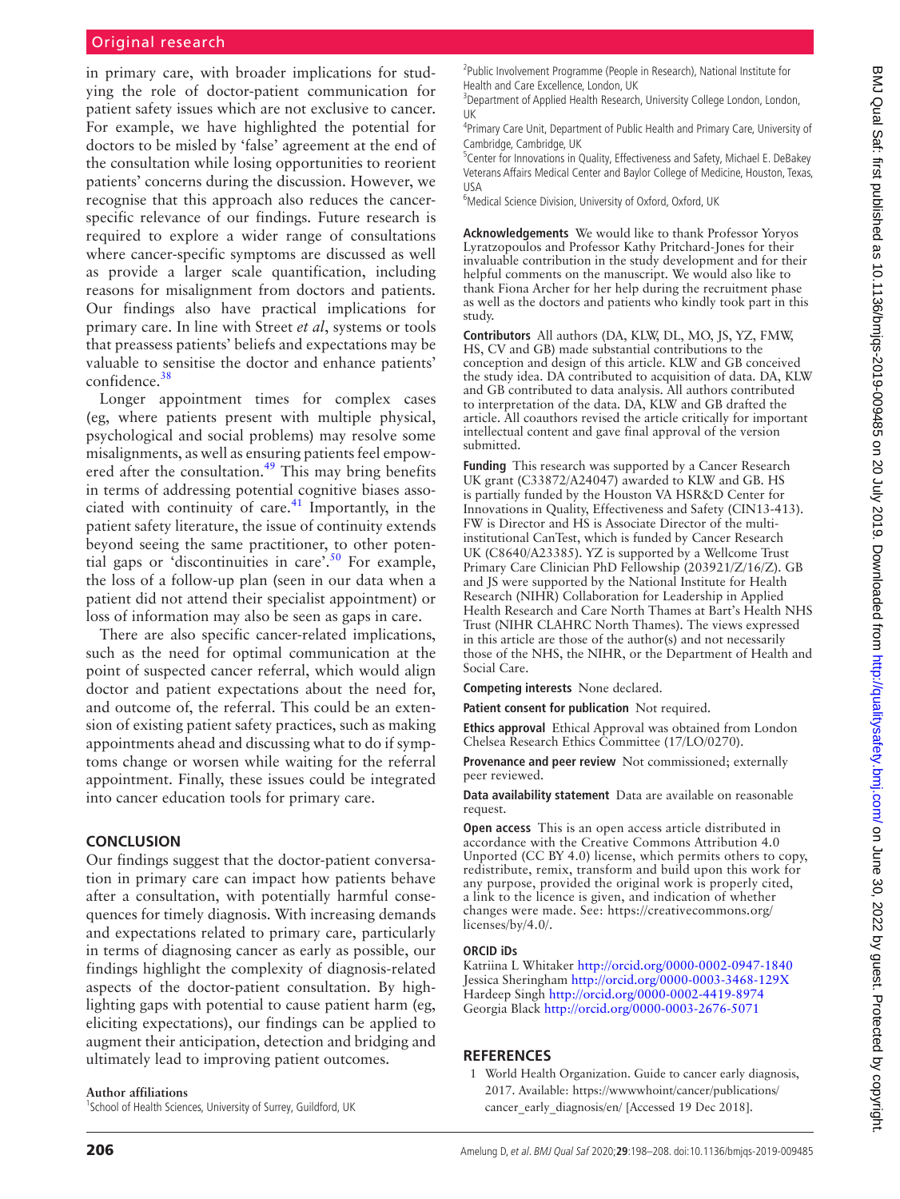in primary care, with broader implications for studying the role of doctor-patient communication for patient safety issues which are not exclusive to cancer. For example, we have highlighted the potential for doctors to be misled by 'false' agreement at the end of the consultation while losing opportunities to reorient patients' concerns during the discussion. However, we recognise that this approach also reduces the cancer-specific relevance of our findings. Future research is required to explore a wider range of consultations where cancer-specific symptoms are discussed as well as provide a larger scale quantification, including reasons for misalignment from doctors and patients. Our findings also have practical implications for primary care. In line with Street *et al*, systems or tools that preassess patients' beliefs and expectations may be valuable to sensitise the doctor and enhance patients' confidence.[38]

Longer appointment times for complex cases (eg, where patients present with multiple physical, psychological and social problems) may resolve some misalignments, as well as ensuring patients feel empowered after the consultation.[49] This may bring benefits in terms of addressing potential cognitive biases associated with continuity of care.[41] Importantly, in the patient safety literature, the issue of continuity extends beyond seeing the same practitioner, to other potential gaps or 'discontinuities in care'.[50] For example, the loss of a follow-up plan (seen in our data when a patient did not attend their specialist appointment) or loss of information may also be seen as gaps in care.

There are also specific cancer-related implications, such as the need for optimal communication at the point of suspected cancer referral, which would align doctor and patient expectations about the need for, and outcome of, the referral. This could be an extension of existing patient safety practices, such as making appointments ahead and discussing what to do if symptoms change or worsen while waiting for the referral appointment. Finally, these issues could be integrated into cancer education tools for primary care.

## CONCLUSION

Our findings suggest that the doctor-patient conversation in primary care can impact how patients behave after a consultation, with potentially harmful consequences for timely diagnosis. With increasing demands and expectations related to primary care, particularly in terms of diagnosing cancer as early as possible, our findings highlight the complexity of diagnosis-related aspects of the doctor-patient consultation. By highlighting gaps with potential to cause patient harm (eg, eliciting expectations), our findings can be applied to augment their anticipation, detection and bridging and ultimately lead to improving patient outcomes.

**Author affiliations**

[1]School of Health Sciences, University of Surrey, Guildford, UK

[2]Public Involvement Programme (People in Research), National Institute for Health and Care Excellence, London, UK

[3]Department of Applied Health Research, University College London, London, UK

[4]Primary Care Unit, Department of Public Health and Primary Care, University of Cambridge, Cambridge, UK

[5]Center for Innovations in Quality, Effectiveness and Safety, Michael E. DeBakey Veterans Affairs Medical Center and Baylor College of Medicine, Houston, Texas, USA

[6]Medical Science Division, University of Oxford, Oxford, UK

**Acknowledgements** We would like to thank Professor Yoryos Lyratzopoulos and Professor Kathy Pritchard-Jones for their invaluable contribution in the study development and for their helpful comments on the manuscript. We would also like to thank Fiona Archer for her help during the recruitment phase as well as the doctors and patients who kindly took part in this study.

**Contributors** All authors (DA, KLW, DL, MO, JS, YZ, FMW, HS, CV and GB) made substantial contributions to the conception and design of this article. KLW and GB conceived the study idea. DA contributed to acquisition of data. DA, KLW and GB contributed to data analysis. All authors contributed to interpretation of the data. DA, KLW and GB drafted the article. All coauthors revised the article critically for important intellectual content and gave final approval of the version submitted.

**Funding** This research was supported by a Cancer Research UK grant (C33872/A24047) awarded to KLW and GB. HS is partially funded by the Houston VA HSR&D Center for Innovations in Quality, Effectiveness and Safety (CIN13-413). FW is Director and HS is Associate Director of the multi-institutional CanTest, which is funded by Cancer Research UK (C8640/A23385). YZ is supported by a Wellcome Trust Primary Care Clinician PhD Fellowship (203921/Z/16/Z). GB and JS were supported by the National Institute for Health Research (NIHR) Collaboration for Leadership in Applied Health Research and Care North Thames at Bart's Health NHS Trust (NIHR CLAHRC North Thames). The views expressed in this article are those of the author(s) and not necessarily those of the NHS, the NIHR, or the Department of Health and Social Care.

**Competing interests** None declared.

**Patient consent for publication** Not required.

**Ethics approval** Ethical Approval was obtained from London Chelsea Research Ethics Committee (17/LO/0270).

**Provenance and peer review** Not commissioned; externally peer reviewed.

**Data availability statement** Data are available on reasonable request.

**Open access** This is an open access article distributed in accordance with the Creative Commons Attribution 4.0 Unported (CC BY 4.0) license, which permits others to copy, redistribute, remix, transform and build upon this work for any purpose, provided the original work is properly cited, a link to the licence is given, and indication of whether changes were made. See: https://creativecommons.org/licenses/by/4.0/.

**ORCID iDs**

Katriina L Whitaker http://orcid.org/0000-0002-0947-1840
Jessica Sheringham http://orcid.org/0000-0003-3468-129X
Hardeep Singh http://orcid.org/0000-0002-4419-8974
Georgia Black http://orcid.org/0000-0003-2676-5071

## REFERENCES

1 World Health Organization. Guide to cancer early diagnosis, 2017. Available: https://wwwwhoint/cancer/publications/cancer_early_diagnosis/en/ [Accessed 19 Dec 2018].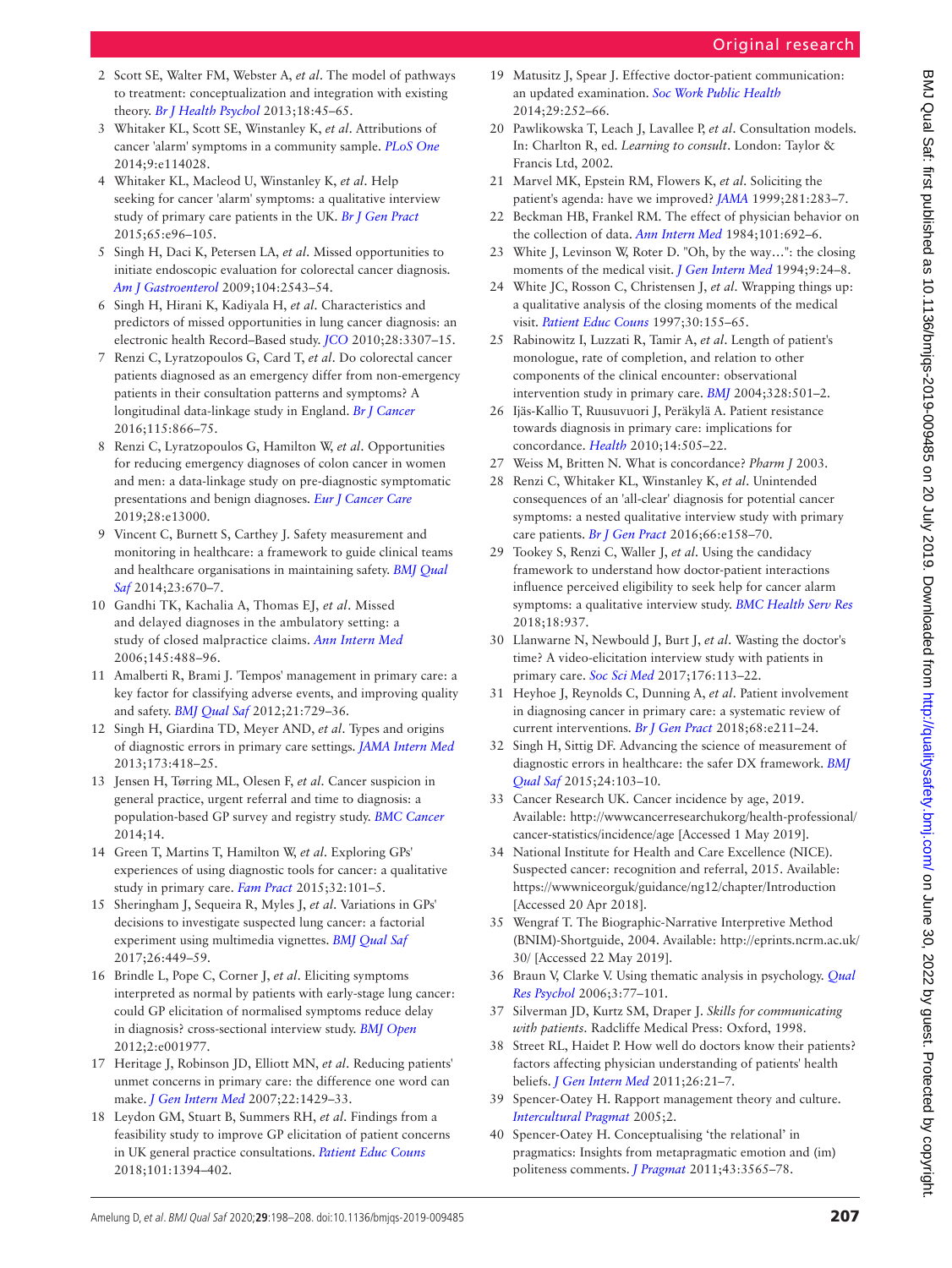2. Scott SE, Walter FM, Webster A, *et al*. The model of pathways to treatment: conceptualization and integration with existing theory. *Br J Health Psychol* 2013;18:45–65.
3. Whitaker KL, Scott SE, Winstanley K, *et al*. Attributions of cancer 'alarm' symptoms in a community sample. *PLoS One* 2014;9:e114028.
4. Whitaker KL, Macleod U, Winstanley K, *et al*. Help seeking for cancer 'alarm' symptoms: a qualitative interview study of primary care patients in the UK. *Br J Gen Pract* 2015;65:e96–105.
5. Singh H, Daci K, Petersen LA, *et al*. Missed opportunities to initiate endoscopic evaluation for colorectal cancer diagnosis. *Am J Gastroenterol* 2009;104:2543–54.
6. Singh H, Hirani K, Kadiyala H, *et al*. Characteristics and predictors of missed opportunities in lung cancer diagnosis: an electronic health Record–Based study. *JCO* 2010;28:3307–15.
7. Renzi C, Lyratzopoulos G, Card T, *et al*. Do colorectal cancer patients diagnosed as an emergency differ from non-emergency patients in their consultation patterns and symptoms? A longitudinal data-linkage study in England. *Br J Cancer* 2016;115:866–75.
8. Renzi C, Lyratzopoulos G, Hamilton W, *et al*. Opportunities for reducing emergency diagnoses of colon cancer in women and men: a data-linkage study on pre-diagnostic symptomatic presentations and benign diagnoses. *Eur J Cancer Care* 2019;28:e13000.
9. Vincent C, Burnett S, Carthey J. Safety measurement and monitoring in healthcare: a framework to guide clinical teams and healthcare organisations in maintaining safety. *BMJ Qual Saf* 2014;23:670–7.
10. Gandhi TK, Kachalia A, Thomas EJ, *et al*. Missed and delayed diagnoses in the ambulatory setting: a study of closed malpractice claims. *Ann Intern Med* 2006;145:488–96.
11. Amalberti R, Brami J. 'Tempos' management in primary care: a key factor for classifying adverse events, and improving quality and safety. *BMJ Qual Saf* 2012;21:729–36.
12. Singh H, Giardina TD, Meyer AND, *et al*. Types and origins of diagnostic errors in primary care settings. *JAMA Intern Med* 2013;173:418–25.
13. Jensen H, Tørring ML, Olesen F, *et al*. Cancer suspicion in general practice, urgent referral and time to diagnosis: a population-based GP survey and registry study. *BMC Cancer* 2014;14.
14. Green T, Martins T, Hamilton W, *et al*. Exploring GPs' experiences of using diagnostic tools for cancer: a qualitative study in primary care. *Fam Pract* 2015;32:101–5.
15. Sheringham J, Sequeira R, Myles J, *et al*. Variations in GPs' decisions to investigate suspected lung cancer: a factorial experiment using multimedia vignettes. *BMJ Qual Saf* 2017;26:449–59.
16. Brindle L, Pope C, Corner J, *et al*. Eliciting symptoms interpreted as normal by patients with early-stage lung cancer: could GP elicitation of normalised symptoms reduce delay in diagnosis? cross-sectional interview study. *BMJ Open* 2012;2:e001977.
17. Heritage J, Robinson JD, Elliott MN, *et al*. Reducing patients' unmet concerns in primary care: the difference one word can make. *J Gen Intern Med* 2007;22:1429–33.
18. Leydon GM, Stuart B, Summers RH, *et al*. Findings from a feasibility study to improve GP elicitation of patient concerns in UK general practice consultations. *Patient Educ Couns* 2018;101:1394–402.
19. Matusitz J, Spear J. Effective doctor-patient communication: an updated examination. *Soc Work Public Health* 2014;29:252–66.
20. Pawlikowska T, Leach J, Lavallee P, *et al*. Consultation models. In: Charlton R, ed. *Learning to consult*. London: Taylor & Francis Ltd, 2002.
21. Marvel MK, Epstein RM, Flowers K, *et al*. Soliciting the patient's agenda: have we improved? *JAMA* 1999;281:283–7.
22. Beckman HB, Frankel RM. The effect of physician behavior on the collection of data. *Ann Intern Med* 1984;101:692–6.
23. White J, Levinson W, Roter D. "Oh, by the way…": the closing moments of the medical visit. *J Gen Intern Med* 1994;9:24–8.
24. White JC, Rosson C, Christensen J, *et al*. Wrapping things up: a qualitative analysis of the closing moments of the medical visit. *Patient Educ Couns* 1997;30:155–65.
25. Rabinowitz I, Luzzati R, Tamir A, *et al*. Length of patient's monologue, rate of completion, and relation to other components of the clinical encounter: observational intervention study in primary care. *BMJ* 2004;328:501–2.
26. Ijäs-Kallio T, Ruusuvuori J, Peräkylä A. Patient resistance towards diagnosis in primary care: implications for concordance. *Health* 2010;14:505–22.
27. Weiss M, Britten N. What is concordance? *Pharm J* 2003.
28. Renzi C, Whitaker KL, Winstanley K, *et al*. Unintended consequences of an 'all-clear' diagnosis for potential cancer symptoms: a nested qualitative interview study with primary care patients. *Br J Gen Pract* 2016;66:e158–70.
29. Tookey S, Renzi C, Waller J, *et al*. Using the candidacy framework to understand how doctor-patient interactions influence perceived eligibility to seek help for cancer alarm symptoms: a qualitative interview study. *BMC Health Serv Res* 2018;18:937.
30. Llanwarne N, Newbould J, Burt J, *et al*. Wasting the doctor's time? A video-elicitation interview study with patients in primary care. *Soc Sci Med* 2017;176:113–22.
31. Heyhoe J, Reynolds C, Dunning A, *et al*. Patient involvement in diagnosing cancer in primary care: a systematic review of current interventions. *Br J Gen Pract* 2018;68:e211–24.
32. Singh H, Sittig DF. Advancing the science of measurement of diagnostic errors in healthcare: the safer DX framework. *BMJ Qual Saf* 2015;24:103–10.
33. Cancer Research UK. Cancer incidence by age, 2019. Available: http://wwwcancerresearchukorg/health-professional/cancer-statistics/incidence/age [Accessed 1 May 2019].
34. National Institute for Health and Care Excellence (NICE). Suspected cancer: recognition and referral, 2015. Available: https://wwwniceorguk/guidance/ng12/chapter/Introduction [Accessed 20 Apr 2018].
35. Wengraf T. The Biographic-Narrative Interpretive Method (BNIM)-Shortguide, 2004. Available: http://eprints.ncrm.ac.uk/30/ [Accessed 22 May 2019].
36. Braun V, Clarke V. Using thematic analysis in psychology. *Qual Res Psychol* 2006;3:77–101.
37. Silverman JD, Kurtz SM, Draper J. *Skills for communicating with patients*. Radcliffe Medical Press: Oxford, 1998.
38. Street RL, Haidet P. How well do doctors know their patients? factors affecting physician understanding of patients' health beliefs. *J Gen Intern Med* 2011;26:21–7.
39. Spencer-Oatey H. Rapport management theory and culture. *Intercultural Pragmat* 2005;2.
40. Spencer-Oatey H. Conceptualising 'the relational' in pragmatics: Insights from metapragmatic emotion and (im)politeness comments. *J Pragmat* 2011;43:3565–78.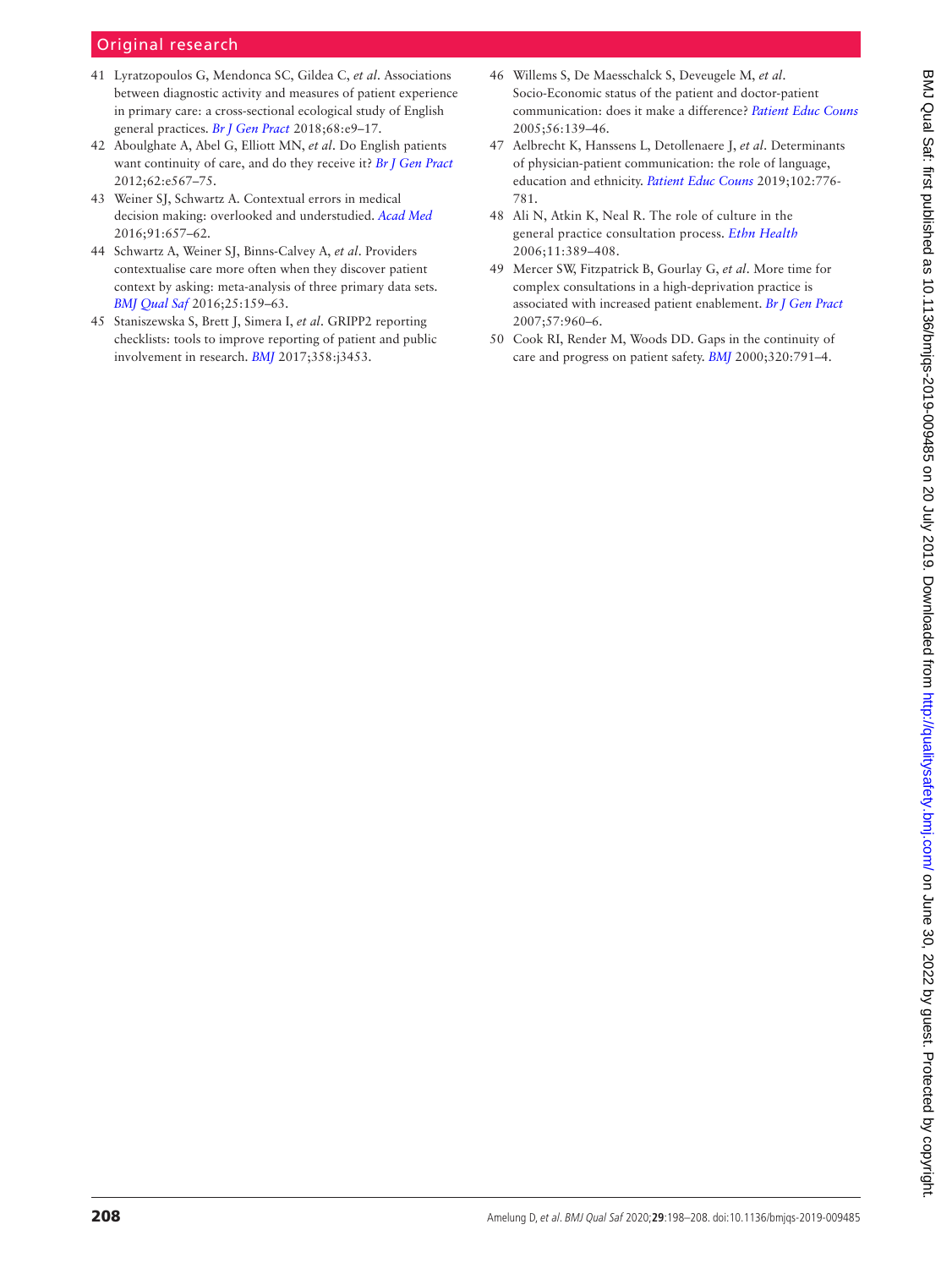41 Lyratzopoulos G, Mendonca SC, Gildea C, *et al*. Associations between diagnostic activity and measures of patient experience in primary care: a cross-sectional ecological study of English general practices. *Br J Gen Pract* 2018;68:e9–17.

42 Aboulghate A, Abel G, Elliott MN, *et al*. Do English patients want continuity of care, and do they receive it? *Br J Gen Pract* 2012;62:e567–75.

43 Weiner SJ, Schwartz A. Contextual errors in medical decision making: overlooked and understudied. *Acad Med* 2016;91:657–62.

44 Schwartz A, Weiner SJ, Binns-Calvey A, *et al*. Providers contextualise care more often when they discover patient context by asking: meta-analysis of three primary data sets. *BMJ Qual Saf* 2016;25:159–63.

45 Staniszewska S, Brett J, Simera I, *et al*. GRIPP2 reporting checklists: tools to improve reporting of patient and public involvement in research. *BMJ* 2017;358:j3453.

46 Willems S, De Maesschalck S, Deveugele M, *et al*. Socio-Economic status of the patient and doctor-patient communication: does it make a difference? *Patient Educ Couns* 2005;56:139–46.

47 Aelbrecht K, Hanssens L, Detollenaere J, *et al*. Determinants of physician-patient communication: the role of language, education and ethnicity. *Patient Educ Couns* 2019;102:776-781.

48 Ali N, Atkin K, Neal R. The role of culture in the general practice consultation process. *Ethn Health* 2006;11:389–408.

49 Mercer SW, Fitzpatrick B, Gourlay G, *et al*. More time for complex consultations in a high-deprivation practice is associated with increased patient enablement. *Br J Gen Pract* 2007;57:960–6.

50 Cook RI, Render M, Woods DD. Gaps in the continuity of care and progress on patient safety. *BMJ* 2000;320:791–4.